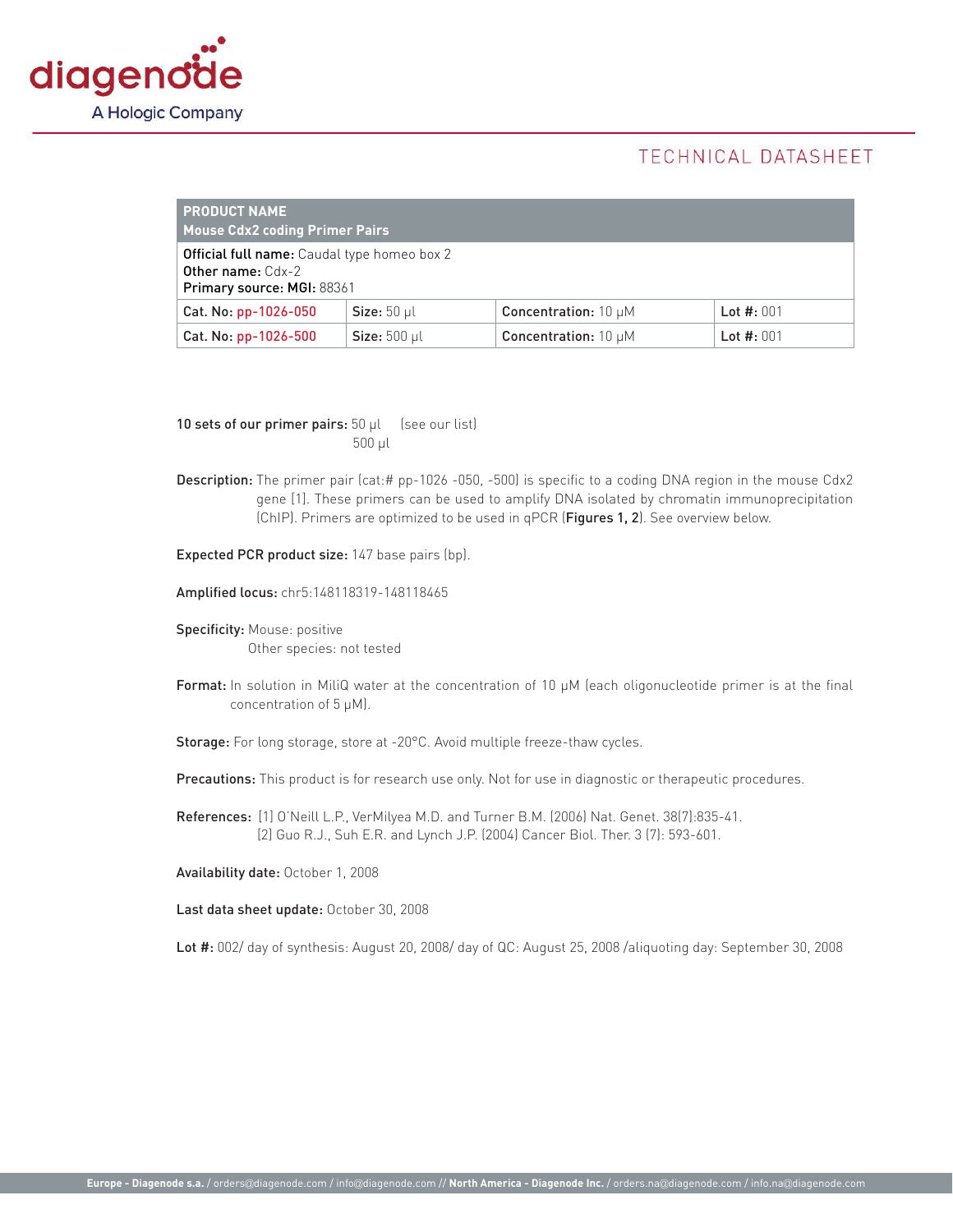diagenode

A Hologic Company

TECHNICAL DATASHEET

| PRODUCT NAME<br>Mouse Cdx2 coding Primer Pairs | | | |
|---|---|---|---|
| **Official full name:** Caudal type homeo box 2<br>**Other name:** Cdx-2<br>**Primary source: MGI:** 88361 | | | |
| **Cat. No:** pp-1026-050 | **Size:** 50 µl | **Concentration:** 10 µM | **Lot #:** 001 |
| **Cat. No:** pp-1026-500 | **Size:** 500 µl | **Concentration:** 10 µM | **Lot #:** 001 |

**10 sets of our primer pairs:** 50 µl (see our list)
500 µl

**Description:** The primer pair (cat:# pp-1026 -050, -500) is specific to a coding DNA region in the mouse Cdx2 gene [1]. These primers can be used to amplify DNA isolated by chromatin immunoprecipitation (ChIP). Primers are optimized to be used in qPCR (**Figures 1, 2**). See overview below.

**Expected PCR product size:** 147 base pairs (bp).

**Amplified locus:** chr5:148118319-148118465

**Specificity:** Mouse: positive
Other species: not tested

**Format:** In solution in MiliQ water at the concentration of 10 µM (each oligonucleotide primer is at the final concentration of 5 µM).

**Storage:** For long storage, store at -20°C. Avoid multiple freeze-thaw cycles.

**Precautions:** This product is for research use only. Not for use in diagnostic or therapeutic procedures.

**References:** [1] O'Neill L.P., VerMilyea M.D. and Turner B.M. (2006) Nat. Genet. 38(7):835-41.
[2] Guo R.J., Suh E.R. and Lynch J.P. (2004) Cancer Biol. Ther. 3 (7): 593-601.

**Availability date:** October 1, 2008

**Last data sheet update:** October 30, 2008

**Lot #:** 002/ day of synthesis: August 20, 2008/ day of QC: August 25, 2008 /aliquoting day: September 30, 2008

**Europe - Diagenode s.a.** / orders@diagenode.com / info@diagenode.com // **North America - Diagenode Inc.** / orders.na@diagenode.com / info.na@diagenode.com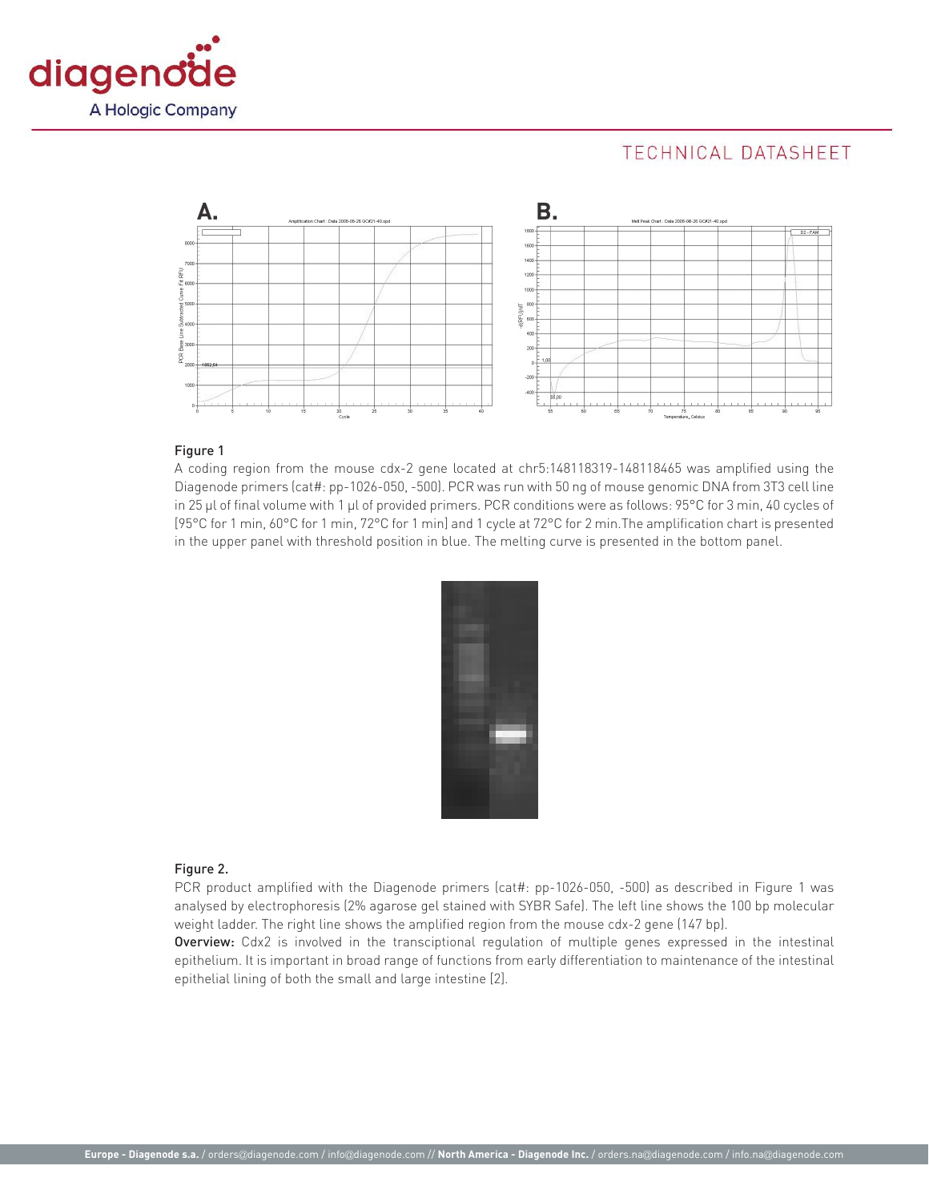A.

Amplification Chart : Data 2008-08-26 GC#21-40.opd

PCR Base Line Subtracted Curve Fit RFU

Cycle

1862.64

B.

Melt Peak Chart : Data 2008-08-26 GC#21-40.opd

-d(RFU)/dT

Temperature, Celsius

D2 - FAM

### Figure 1

A coding region from the mouse cdx-2 gene located at chr5:148118319-148118465 was amplified using the Diagenode primers (cat#: pp-1026-050, -500). PCR was run with 50 ng of mouse genomic DNA from 3T3 cell line in 25 µl of final volume with 1 µl of provided primers. PCR conditions were as follows: 95°C for 3 min, 40 cycles of (95°C for 1 min, 60°C for 1 min, 72°C for 1 min) and 1 cycle at 72°C for 2 min.The amplification chart is presented in the upper panel with threshold position in blue. The melting curve is presented in the bottom panel.

### Figure 2.

PCR product amplified with the Diagenode primers (cat#: pp-1026-050, -500) as described in Figure 1 was analysed by electrophoresis (2% agarose gel stained with SYBR Safe). The left line shows the 100 bp molecular weight ladder. The right line shows the amplified region from the mouse cdx-2 gene (147 bp).

**Overview:** Cdx2 is involved in the transciptional regulation of multiple genes expressed in the intestinal epithelium. It is important in broad range of functions from early differentiation to maintenance of the intestinal epithelial lining of both the small and large intestine (2).